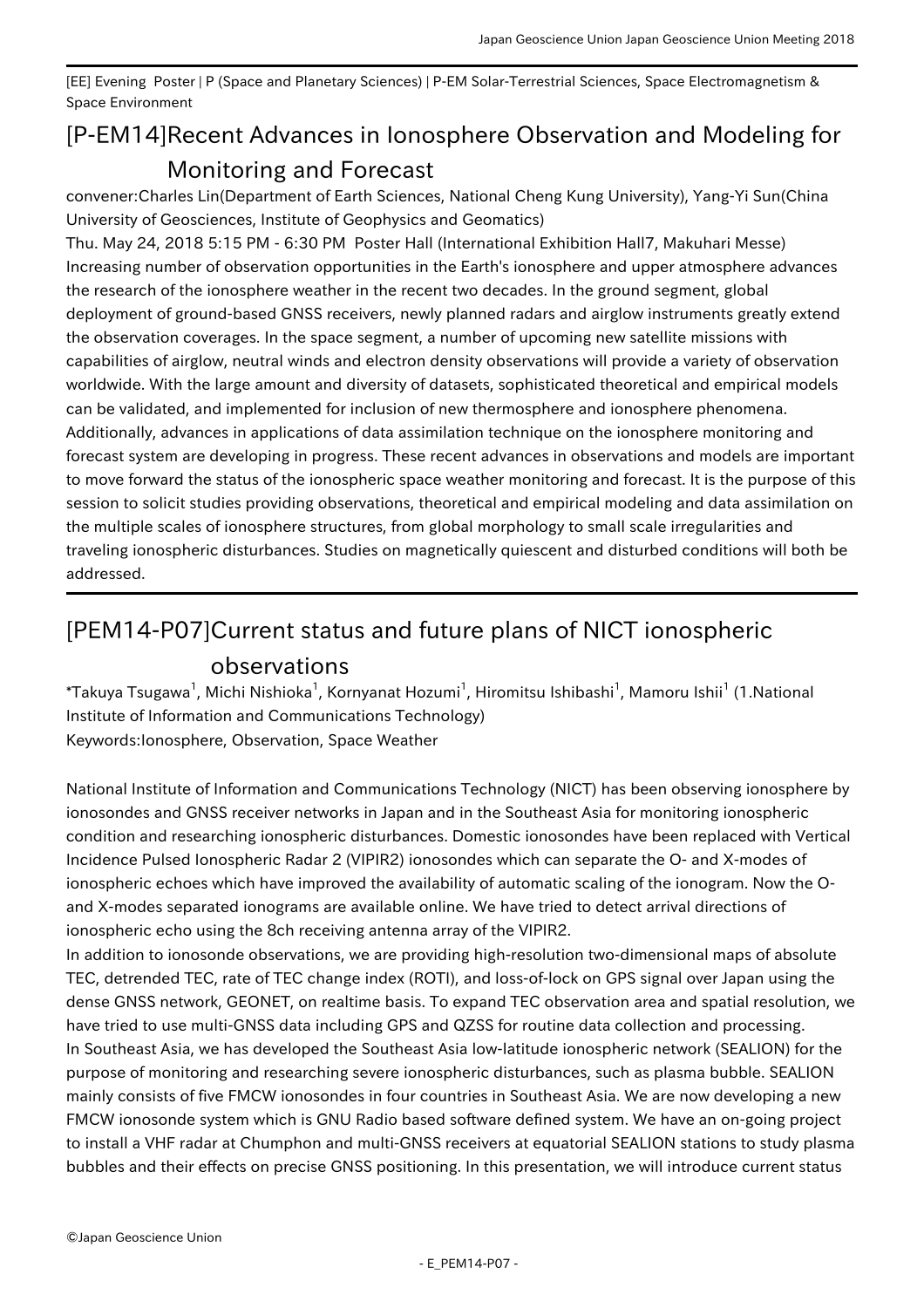[EE] Evening Poster | P (Space and Planetary Sciences) | P-EM Solar-Terrestrial Sciences, Space Electromagnetism & Space Environment

# [P-EM14]Recent Advances in Ionosphere Observation and Modeling for Monitoring and Forecast

convener:Charles Lin(Department of Earth Sciences, National Cheng Kung University), Yang-Yi Sun(China University of Geosciences, Institute of Geophysics and Geomatics)

Thu. May 24, 2018 5:15 PM - 6:30 PM Poster Hall (International Exhibition Hall7, Makuhari Messe)

Increasing number of observation opportunities in the Earth's ionosphere and upper atmosphere advances the research of the ionosphere weather in the recent two decades. In the ground segment, global deployment of ground-based GNSS receivers, newly planned radars and airglow instruments greatly extend the observation coverages. In the space segment, a number of upcoming new satellite missions with capabilities of airglow, neutral winds and electron density observations will provide a variety of observation worldwide. With the large amount and diversity of datasets, sophisticated theoretical and empirical models can be validated, and implemented for inclusion of new thermosphere and ionosphere phenomena. Additionally, advances in applications of data assimilation technique on the ionosphere monitoring and forecast system are developing in progress. These recent advances in observations and models are important to move forward the status of the ionospheric space weather monitoring and forecast. It is the purpose of this session to solicit studies providing observations, theoretical and empirical modeling and data assimilation on the multiple scales of ionosphere structures, from global morphology to small scale irregularities and traveling ionospheric disturbances. Studies on magnetically quiescent and disturbed conditions will both be addressed.

---

# [PEM14-P07]Current status and future plans of NICT ionospheric observations

*Takuya Tsugawa[1], Michi Nishioka[1], Kornyanat Hozumi[1], Hiromitsu Ishibashi[1], Mamoru Ishii[1] (1.National Institute of Information and Communications Technology)

Keywords:Ionosphere, Observation, Space Weather

National Institute of Information and Communications Technology (NICT) has been observing ionosphere by ionosondes and GNSS receiver networks in Japan and in the Southeast Asia for monitoring ionospheric condition and researching ionospheric disturbances. Domestic ionosondes have been replaced with Vertical Incidence Pulsed Ionospheric Radar 2 (VIPIR2) ionosondes which can separate the O- and X-modes of ionospheric echoes which have improved the availability of automatic scaling of the ionogram. Now the O- and X-modes separated ionograms are available online. We have tried to detect arrival directions of ionospheric echo using the 8ch receiving antenna array of the VIPIR2.

In addition to ionosonde observations, we are providing high-resolution two-dimensional maps of absolute TEC, detrended TEC, rate of TEC change index (ROTI), and loss-of-lock on GPS signal over Japan using the dense GNSS network, GEONET, on realtime basis. To expand TEC observation area and spatial resolution, we have tried to use multi-GNSS data including GPS and QZSS for routine data collection and processing.

In Southeast Asia, we has developed the Southeast Asia low-latitude ionospheric network (SEALION) for the purpose of monitoring and researching severe ionospheric disturbances, such as plasma bubble. SEALION mainly consists of five FMCW ionosondes in four countries in Southeast Asia. We are now developing a new FMCW ionosonde system which is GNU Radio based software defined system. We have an on-going project to install a VHF radar at Chumphon and multi-GNSS receivers at equatorial SEALION stations to study plasma bubbles and their effects on precise GNSS positioning. In this presentation, we will introduce current status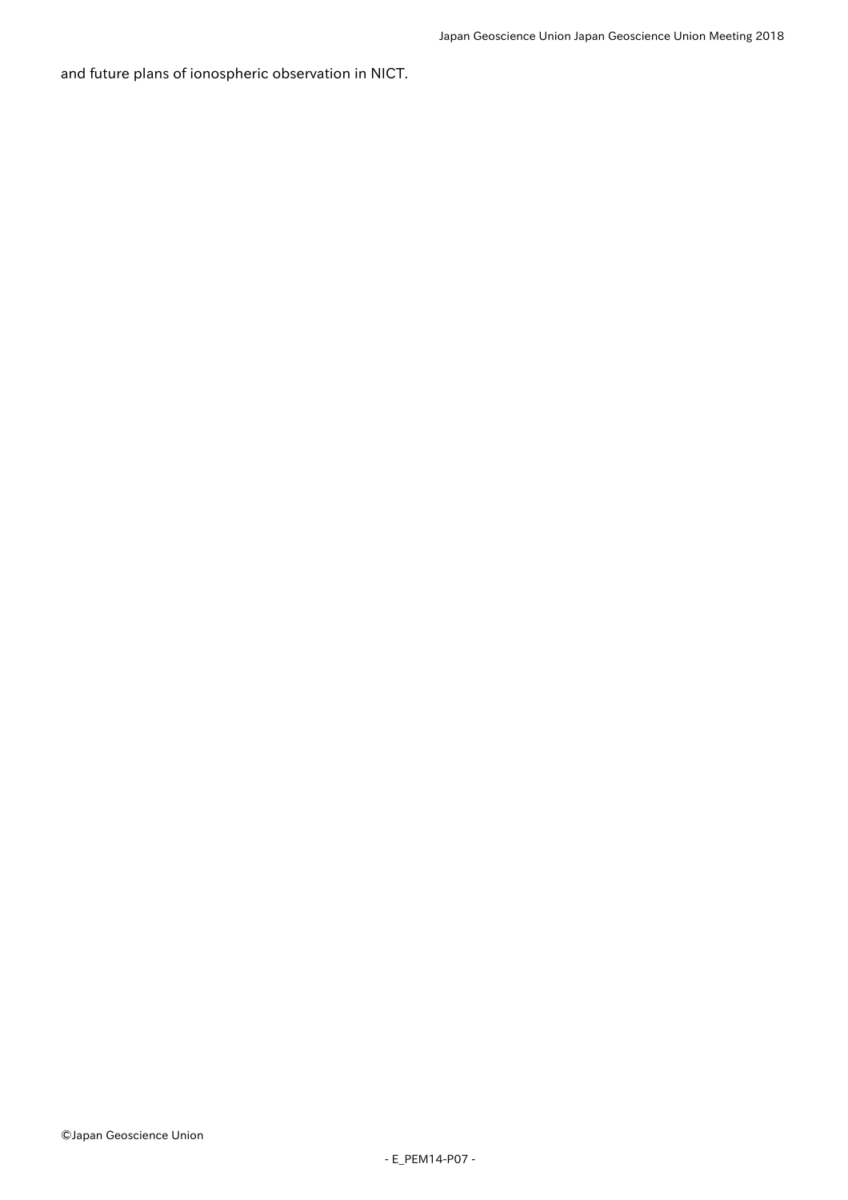and future plans of ionospheric observation in NICT.